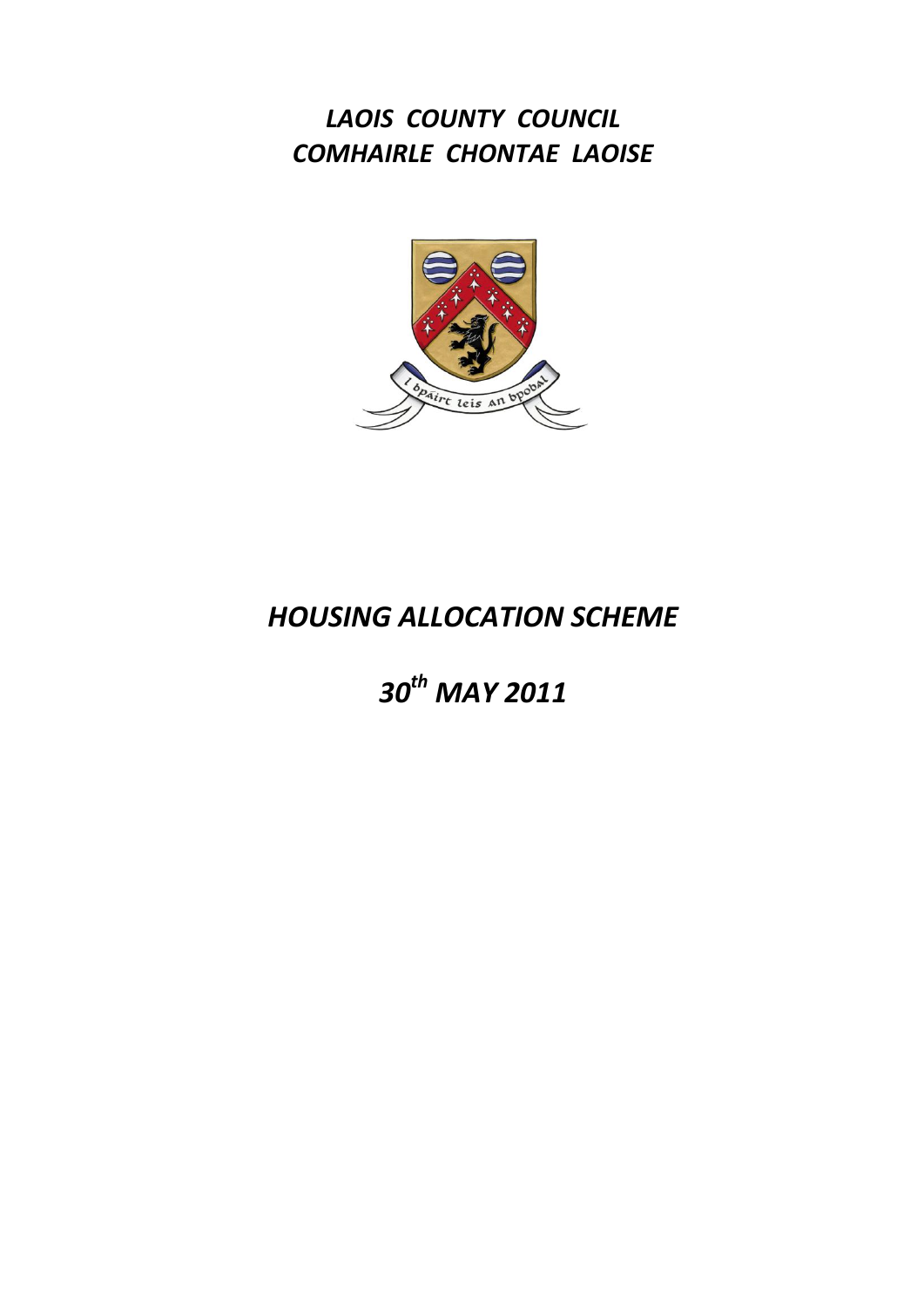# *LAOIS COUNTY COUNCIL*
# *COMHAIRLE CHONTAE LAOISE*

# *HOUSING ALLOCATION SCHEME*

## *30th MAY 2011*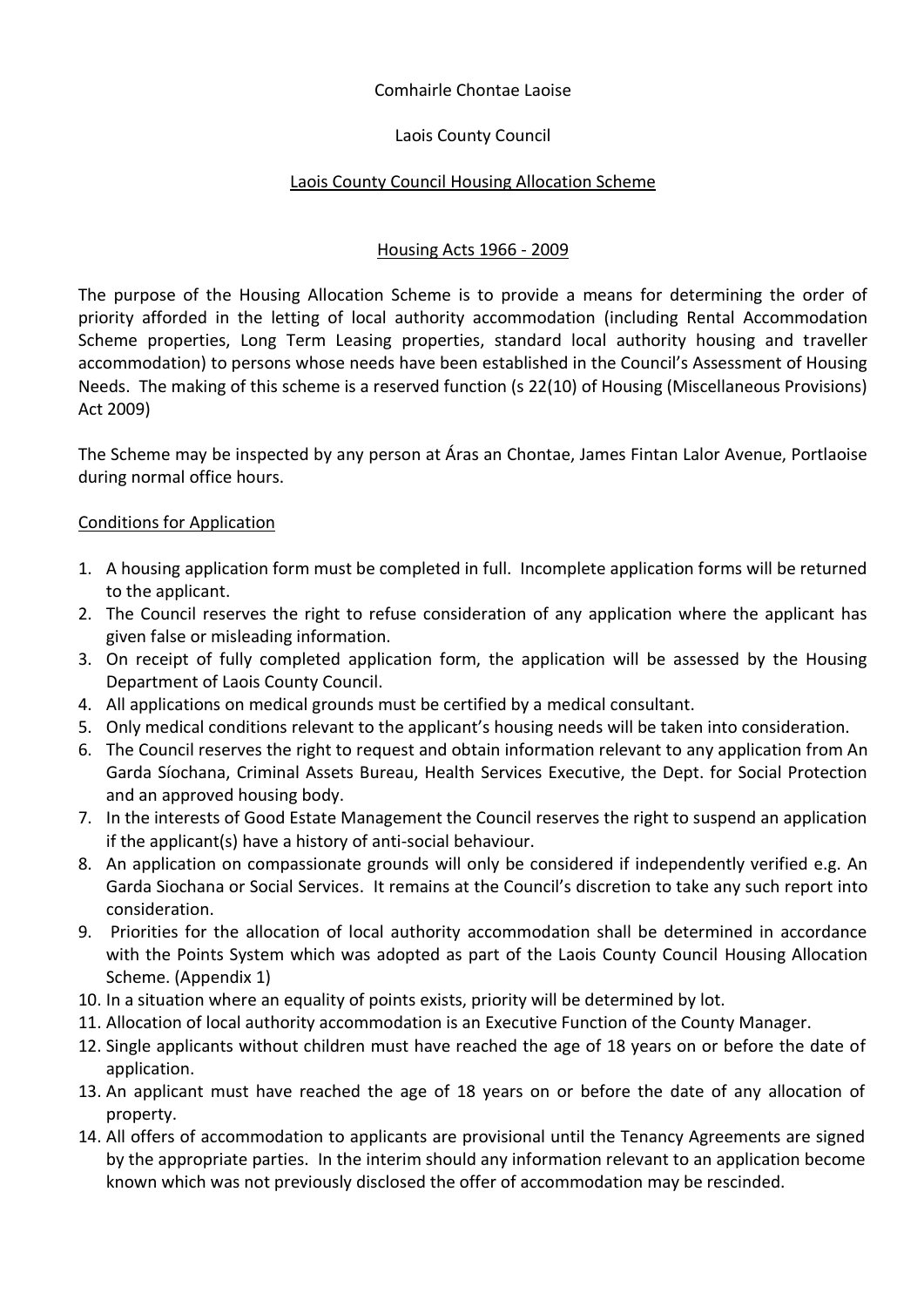Comhairle Chontae Laoise

Laois County Council

## Laois County Council Housing Allocation Scheme

### Housing Acts 1966 - 2009

The purpose of the Housing Allocation Scheme is to provide a means for determining the order of priority afforded in the letting of local authority accommodation (including Rental Accommodation Scheme properties, Long Term Leasing properties, standard local authority housing and traveller accommodation) to persons whose needs have been established in the Council's Assessment of Housing Needs. The making of this scheme is a reserved function (s 22(10) of Housing (Miscellaneous Provisions) Act 2009)

The Scheme may be inspected by any person at Áras an Chontae, James Fintan Lalor Avenue, Portlaoise during normal office hours.

### Conditions for Application

1. A housing application form must be completed in full. Incomplete application forms will be returned to the applicant.
2. The Council reserves the right to refuse consideration of any application where the applicant has given false or misleading information.
3. On receipt of fully completed application form, the application will be assessed by the Housing Department of Laois County Council.
4. All applications on medical grounds must be certified by a medical consultant.
5. Only medical conditions relevant to the applicant's housing needs will be taken into consideration.
6. The Council reserves the right to request and obtain information relevant to any application from An Garda Síochana, Criminal Assets Bureau, Health Services Executive, the Dept. for Social Protection and an approved housing body.
7. In the interests of Good Estate Management the Council reserves the right to suspend an application if the applicant(s) have a history of anti-social behaviour.
8. An application on compassionate grounds will only be considered if independently verified e.g. An Garda Siochana or Social Services. It remains at the Council's discretion to take any such report into consideration.
9. Priorities for the allocation of local authority accommodation shall be determined in accordance with the Points System which was adopted as part of the Laois County Council Housing Allocation Scheme. (Appendix 1)
10. In a situation where an equality of points exists, priority will be determined by lot.
11. Allocation of local authority accommodation is an Executive Function of the County Manager.
12. Single applicants without children must have reached the age of 18 years on or before the date of application.
13. An applicant must have reached the age of 18 years on or before the date of any allocation of property.
14. All offers of accommodation to applicants are provisional until the Tenancy Agreements are signed by the appropriate parties. In the interim should any information relevant to an application become known which was not previously disclosed the offer of accommodation may be rescinded.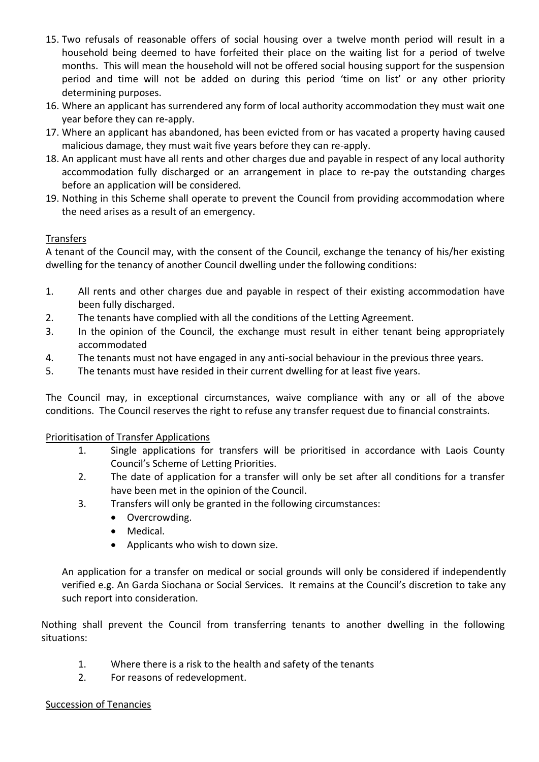15. Two refusals of reasonable offers of social housing over a twelve month period will result in a household being deemed to have forfeited their place on the waiting list for a period of twelve months. This will mean the household will not be offered social housing support for the suspension period and time will not be added on during this period 'time on list' or any other priority determining purposes.
16. Where an applicant has surrendered any form of local authority accommodation they must wait one year before they can re-apply.
17. Where an applicant has abandoned, has been evicted from or has vacated a property having caused malicious damage, they must wait five years before they can re-apply.
18. An applicant must have all rents and other charges due and payable in respect of any local authority accommodation fully discharged or an arrangement in place to re-pay the outstanding charges before an application will be considered.
19. Nothing in this Scheme shall operate to prevent the Council from providing accommodation where the need arises as a result of an emergency.

## Transfers

A tenant of the Council may, with the consent of the Council, exchange the tenancy of his/her existing dwelling for the tenancy of another Council dwelling under the following conditions:

1. All rents and other charges due and payable in respect of their existing accommodation have been fully discharged.
2. The tenants have complied with all the conditions of the Letting Agreement.
3. In the opinion of the Council, the exchange must result in either tenant being appropriately accommodated
4. The tenants must not have engaged in any anti-social behaviour in the previous three years.
5. The tenants must have resided in their current dwelling for at least five years.

The Council may, in exceptional circumstances, waive compliance with any or all of the above conditions. The Council reserves the right to refuse any transfer request due to financial constraints.

## Prioritisation of Transfer Applications

1. Single applications for transfers will be prioritised in accordance with Laois County Council's Scheme of Letting Priorities.
2. The date of application for a transfer will only be set after all conditions for a transfer have been met in the opinion of the Council.
3. Transfers will only be granted in the following circumstances:
   - Overcrowding.
   - Medical.
   - Applicants who wish to down size.

An application for a transfer on medical or social grounds will only be considered if independently verified e.g. An Garda Siochana or Social Services. It remains at the Council's discretion to take any such report into consideration.

Nothing shall prevent the Council from transferring tenants to another dwelling in the following situations:

1. Where there is a risk to the health and safety of the tenants
2. For reasons of redevelopment.

## Succession of Tenancies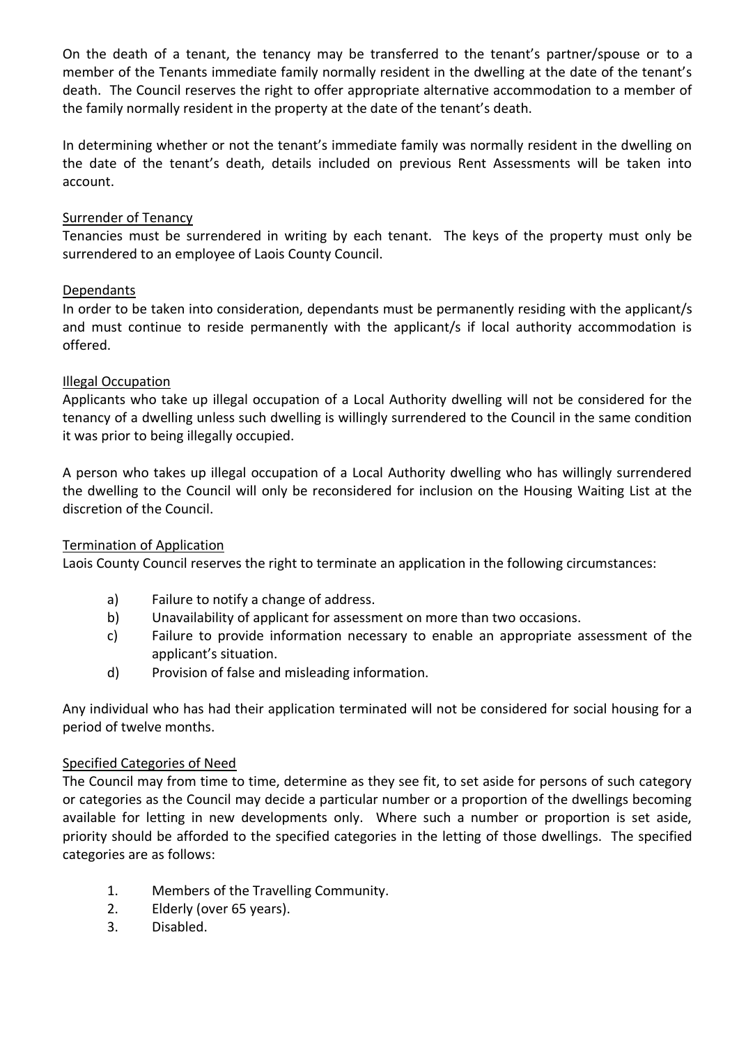On the death of a tenant, the tenancy may be transferred to the tenant's partner/spouse or to a member of the Tenants immediate family normally resident in the dwelling at the date of the tenant's death. The Council reserves the right to offer appropriate alternative accommodation to a member of the family normally resident in the property at the date of the tenant's death.

In determining whether or not the tenant's immediate family was normally resident in the dwelling on the date of the tenant's death, details included on previous Rent Assessments will be taken into account.

<u>Surrender of Tenancy</u>

Tenancies must be surrendered in writing by each tenant. The keys of the property must only be surrendered to an employee of Laois County Council.

<u>Dependants</u>

In order to be taken into consideration, dependants must be permanently residing with the applicant/s and must continue to reside permanently with the applicant/s if local authority accommodation is offered.

<u>Illegal Occupation</u>

Applicants who take up illegal occupation of a Local Authority dwelling will not be considered for the tenancy of a dwelling unless such dwelling is willingly surrendered to the Council in the same condition it was prior to being illegally occupied.

A person who takes up illegal occupation of a Local Authority dwelling who has willingly surrendered the dwelling to the Council will only be reconsidered for inclusion on the Housing Waiting List at the discretion of the Council.

<u>Termination of Application</u>

Laois County Council reserves the right to terminate an application in the following circumstances:

a) Failure to notify a change of address.
b) Unavailability of applicant for assessment on more than two occasions.
c) Failure to provide information necessary to enable an appropriate assessment of the applicant's situation.
d) Provision of false and misleading information.

Any individual who has had their application terminated will not be considered for social housing for a period of twelve months.

<u>Specified Categories of Need</u>

The Council may from time to time, determine as they see fit, to set aside for persons of such category or categories as the Council may decide a particular number or a proportion of the dwellings becoming available for letting in new developments only. Where such a number or proportion is set aside, priority should be afforded to the specified categories in the letting of those dwellings. The specified categories are as follows:

1. Members of the Travelling Community.
2. Elderly (over 65 years).
3. Disabled.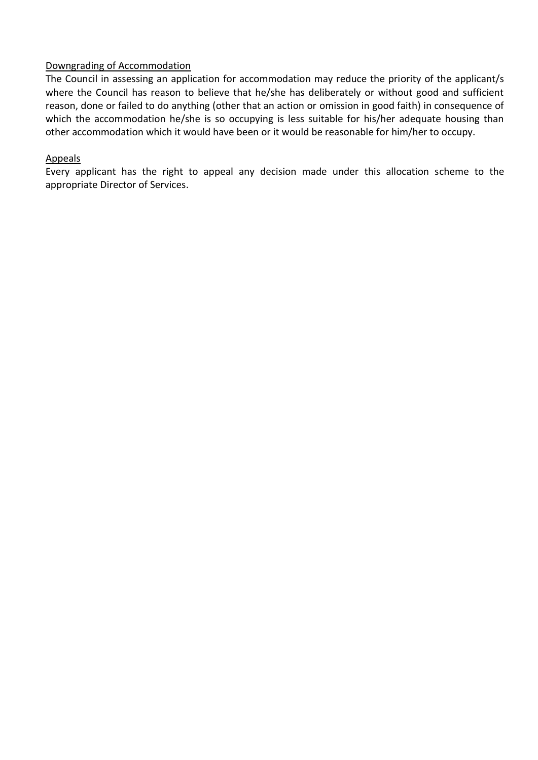Downgrading of Accommodation

The Council in assessing an application for accommodation may reduce the priority of the applicant/s where the Council has reason to believe that he/she has deliberately or without good and sufficient reason, done or failed to do anything (other that an action or omission in good faith) in consequence of which the accommodation he/she is so occupying is less suitable for his/her adequate housing than other accommodation which it would have been or it would be reasonable for him/her to occupy.

Appeals

Every applicant has the right to appeal any decision made under this allocation scheme to the appropriate Director of Services.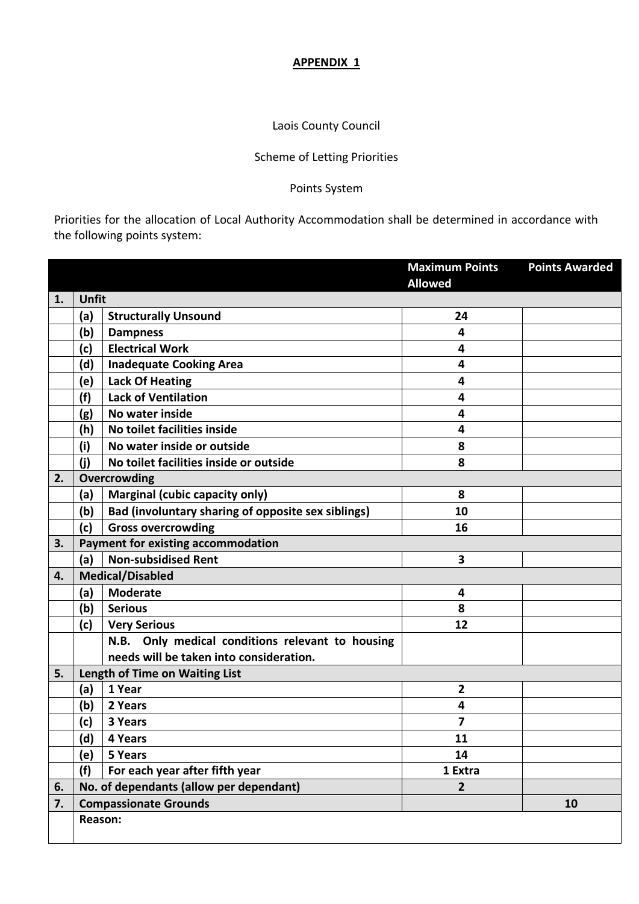**APPENDIX 1**

Laois County Council

Scheme of Letting Priorities

Points System

Priorities for the allocation of Local Authority Accommodation shall be determined in accordance with the following points system:

| | | | Maximum Points Allowed | Points Awarded |
|---|---|---|---|---|
| **1.** | **Unfit** | | | |
| | **(a)** | **Structurally Unsound** | **24** | |
| | **(b)** | **Dampness** | **4** | |
| | **(c)** | **Electrical Work** | **4** | |
| | **(d)** | **Inadequate Cooking Area** | **4** | |
| | **(e)** | **Lack Of Heating** | **4** | |
| | **(f)** | **Lack of Ventilation** | **4** | |
| | **(g)** | **No water inside** | **4** | |
| | **(h)** | **No toilet facilities inside** | **4** | |
| | **(i)** | **No water inside or outside** | **8** | |
| | **(j)** | **No toilet facilities inside or outside** | **8** | |
| **2.** | **Overcrowding** | | | |
| | **(a)** | **Marginal (cubic capacity only)** | **8** | |
| | **(b)** | **Bad (involuntary sharing of opposite sex siblings)** | **10** | |
| | **(c)** | **Gross overcrowding** | **16** | |
| **3.** | **Payment for existing accommodation** | | | |
| | **(a)** | **Non-subsidised Rent** | **3** | |
| **4.** | **Medical/Disabled** | | | |
| | **(a)** | **Moderate** | **4** | |
| | **(b)** | **Serious** | **8** | |
| | **(c)** | **Very Serious** | **12** | |
| | | **N.B. Only medical conditions relevant to housing needs will be taken into consideration.** | | |
| **5.** | **Length of Time on Waiting List** | | | |
| | **(a)** | **1 Year** | **2** | |
| | **(b)** | **2 Years** | **4** | |
| | **(c)** | **3 Years** | **7** | |
| | **(d)** | **4 Years** | **11** | |
| | **(e)** | **5 Years** | **14** | |
| | **(f)** | **For each year after fifth year** | **1 Extra** | |
| **6.** | **No. of dependants (allow per dependant)** | | **2** | |
| **7.** | **Compassionate Grounds** | | | **10** |
| | **Reason:** | | | |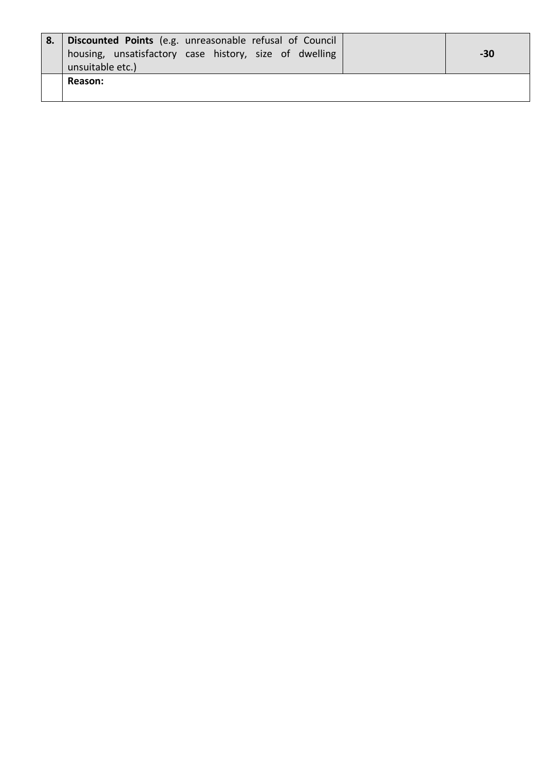| | | | |
|---|---|---|---|
| **8.** | **Discounted Points** (e.g. unreasonable refusal of Council housing, unsatisfactory case history, size of dwelling unsuitable etc.) | | **-30** |
| | **Reason:** | | |